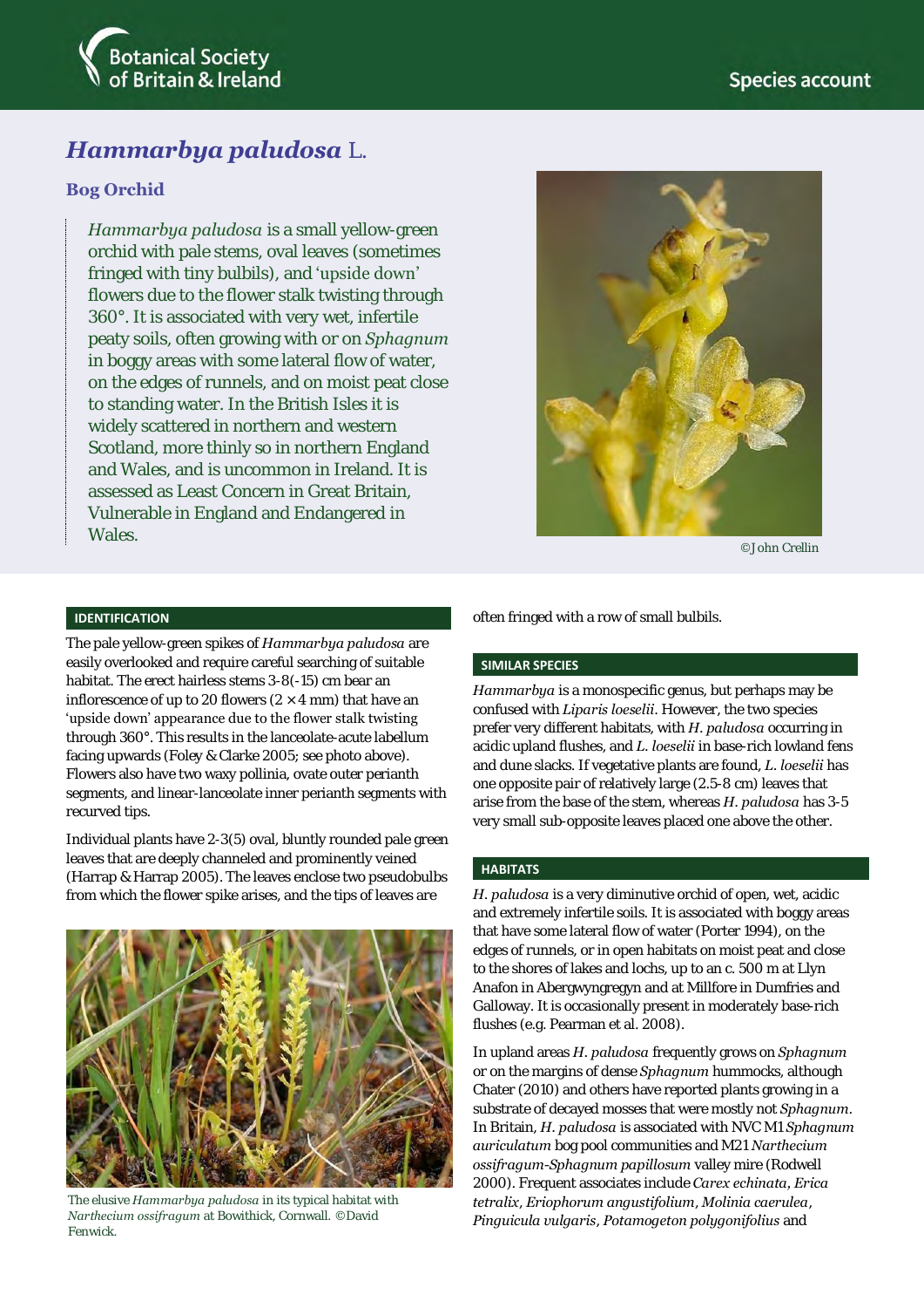Botanical Society of Britain & Ireland

Species account

# *Hammarbya paludosa* L.

## Bog Orchid

*Hammarbya paludosa* is a small yellow-green orchid with pale stems, oval leaves (sometimes fringed with tiny bulbils), and 'upside down' flowers due to the flower stalk twisting through 360°. It is associated with very wet, infertile peaty soils, often growing with or on *Sphagnum* in boggy areas with some lateral flow of water, on the edges of runnels, and on moist peat close to standing water. In the British Isles it is widely scattered in northern and western Scotland, more thinly so in northern England and Wales, and is uncommon in Ireland. It is assessed as Least Concern in Great Britain, Vulnerable in England and Endangered in Wales.

©John Crellin

### IDENTIFICATION

The pale yellow-green spikes of *Hammarbya paludosa* are easily overlooked and require careful searching of suitable habitat. The erect hairless stems 3-8(-15) cm bear an inflorescence of up to 20 flowers (2 × 4 mm) that have an 'upside down' appearance due to the flower stalk twisting through 360°. This results in the lanceolate-acute labellum facing upwards (Foley & Clarke 2005; see photo above). Flowers also have two waxy pollinia, ovate outer perianth segments, and linear-lanceolate inner perianth segments with recurved tips.

Individual plants have 2-3(5) oval, bluntly rounded pale green leaves that are deeply channeled and prominently veined (Harrap & Harrap 2005). The leaves enclose two pseudobulbs from which the flower spike arises, and the tips of leaves are often fringed with a row of small bulbils.

The elusive *Hammarbya paludosa* in its typical habitat with *Narthecium ossifragum* at Bowithick, Cornwall. ©David Fenwick.

### SIMILAR SPECIES

*Hammarbya* is a monospecific genus, but perhaps may be confused with *Liparis loeselii*. However, the two species prefer very different habitats, with *H. paludosa* occurring in acidic upland flushes, and *L. loeselii* in base-rich lowland fens and dune slacks. If vegetative plants are found, *L. loeselii* has one opposite pair of relatively large (2.5-8 cm) leaves that arise from the base of the stem, whereas *H. paludosa* has 3-5 very small sub-opposite leaves placed one above the other.

### HABITATS

*H. paludosa* is a very diminutive orchid of open, wet, acidic and extremely infertile soils. It is associated with boggy areas that have some lateral flow of water (Porter 1994), on the edges of runnels, or in open habitats on moist peat and close to the shores of lakes and lochs, up to an c. 500 m at Llyn Anafon in Abergwyngregyn and at Millfore in Dumfries and Galloway. It is occasionally present in moderately base-rich flushes (e.g. Pearman et al. 2008).

In upland areas *H. paludosa* frequently grows on *Sphagnum* or on the margins of dense *Sphagnum* hummocks, although Chater (2010) and others have reported plants growing in a substrate of decayed mosses that were mostly not *Sphagnum*. In Britain, *H. paludosa* is associated with NVC M1 *Sphagnum auriculatum* bog pool communities and M21 *Narthecium ossifragum-Sphagnum papillosum* valley mire (Rodwell 2000). Frequent associates include *Carex echinata*, *Erica tetralix*, *Eriophorum angustifolium*, *Molinia caerulea*, *Pinguicula vulgaris*, *Potamogeton polygonifolius* and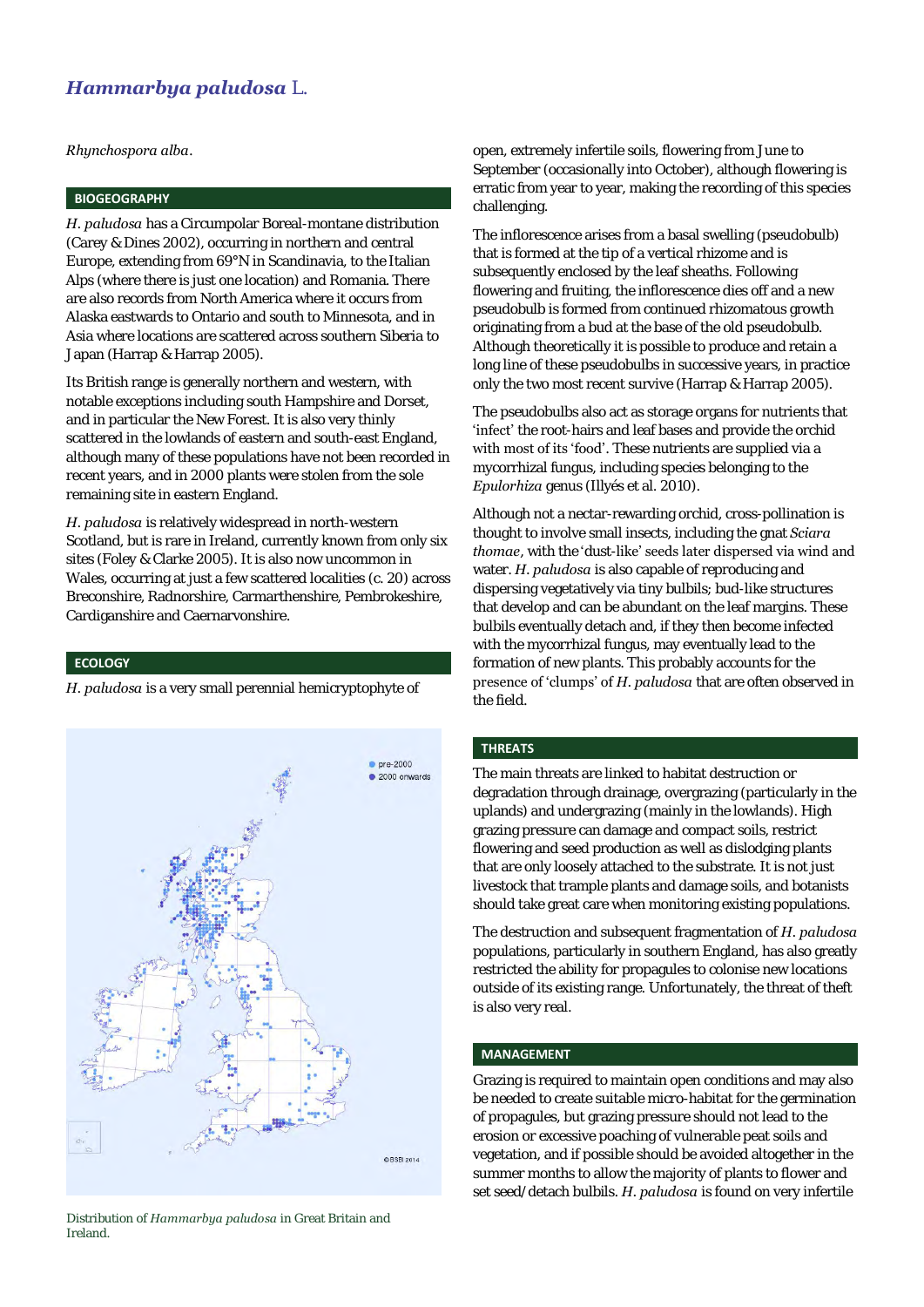*Rhynchospora alba*.

## BIOGEOGRAPHY

*H. paludosa* has a Circumpolar Boreal-montane distribution (Carey & Dines 2002), occurring in northern and central Europe, extending from 69°N in Scandinavia, to the Italian Alps (where there is just one location) and Romania. There are also records from North America where it occurs from Alaska eastwards to Ontario and south to Minnesota, and in Asia where locations are scattered across southern Siberia to Japan (Harrap & Harrap 2005).

Its British range is generally northern and western, with notable exceptions including south Hampshire and Dorset, and in particular the New Forest. It is also very thinly scattered in the lowlands of eastern and south-east England, although many of these populations have not been recorded in recent years, and in 2000 plants were stolen from the sole remaining site in eastern England.

*H. paludosa* is relatively widespread in north-western Scotland, but is rare in Ireland, currently known from only six sites (Foley & Clarke 2005). It is also now uncommon in Wales, occurring at just a few scattered localities (c. 20) across Breconshire, Radnorshire, Carmarthenshire, Pembrokeshire, Cardiganshire and Caernarvonshire.

## ECOLOGY

*H. paludosa* is a very small perennial hemicryptophyte of open, extremely infertile soils, flowering from June to September (occasionally into October), although flowering is erratic from year to year, making the recording of this species challenging.

The inflorescence arises from a basal swelling (pseudobulb) that is formed at the tip of a vertical rhizome and is subsequently enclosed by the leaf sheaths. Following flowering and fruiting, the inflorescence dies off and a new pseudobulb is formed from continued rhizomatous growth originating from a bud at the base of the old pseudobulb. Although theoretically it is possible to produce and retain a long line of these pseudobulbs in successive years, in practice only the two most recent survive (Harrap & Harrap 2005).

The pseudobulbs also act as storage organs for nutrients that 'infect' the root-hairs and leaf bases and provide the orchid with most of its 'food'. These nutrients are supplied via a mycorrhizal fungus, including species belonging to the *Epulorhiza* genus (Illyés et al. 2010).

Although not a nectar-rewarding orchid, cross-pollination is thought to involve small insects, including the gnat *Sciara thomae*, with the 'dust-like' seeds later dispersed via wind and water. *H. paludosa* is also capable of reproducing and dispersing vegetatively via tiny bulbils; bud-like structures that develop and can be abundant on the leaf margins. These bulbils eventually detach and, if they then become infected with the mycorrhizal fungus, may eventually lead to the formation of new plants. This probably accounts for the presence of 'clumps' of *H. paludosa* that are often observed in the field.

pre-2000
2000 onwards
©BSBI 2014

Distribution of *Hammarbya paludosa* in Great Britain and Ireland.

## THREATS

The main threats are linked to habitat destruction or degradation through drainage, overgrazing (particularly in the uplands) and undergrazing (mainly in the lowlands). High grazing pressure can damage and compact soils, restrict flowering and seed production as well as dislodging plants that are only loosely attached to the substrate. It is not just livestock that trample plants and damage soils, and botanists should take great care when monitoring existing populations.

The destruction and subsequent fragmentation of *H. paludosa* populations, particularly in southern England, has also greatly restricted the ability for propagules to colonise new locations outside of its existing range. Unfortunately, the threat of theft is also very real.

## MANAGEMENT

Grazing is required to maintain open conditions and may also be needed to create suitable micro-habitat for the germination of propagules, but grazing pressure should not lead to the erosion or excessive poaching of vulnerable peat soils and vegetation, and if possible should be avoided altogether in the summer months to allow the majority of plants to flower and set seed/detach bulbils. *H. paludosa* is found on very infertile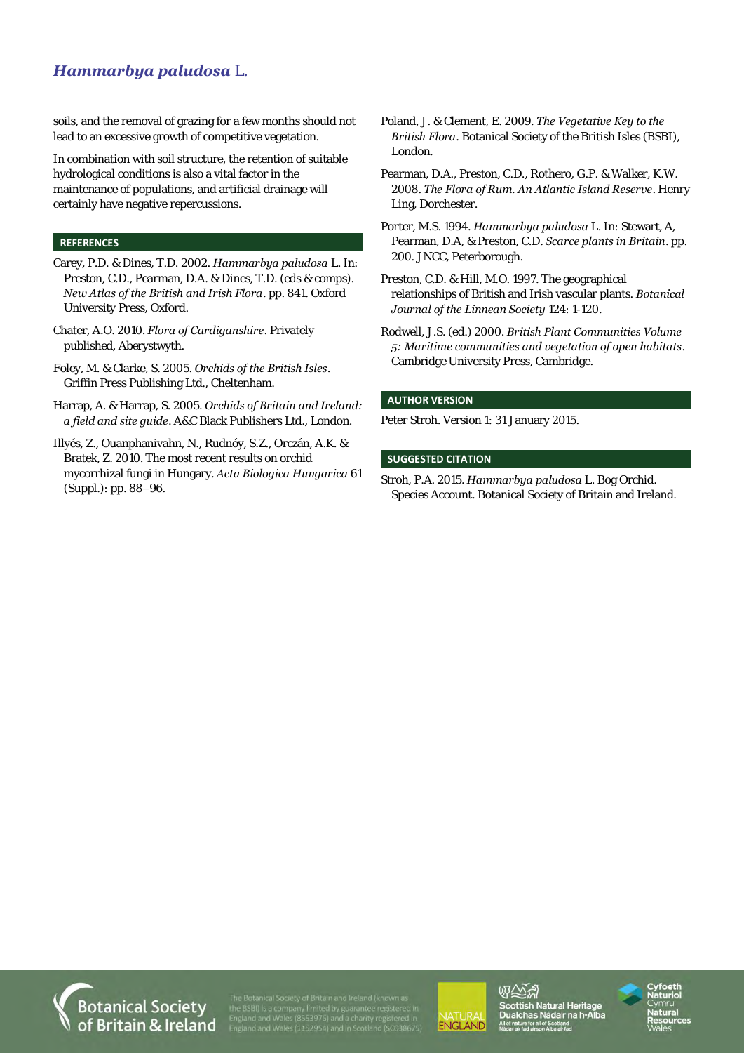soils, and the removal of grazing for a few months should not lead to an excessive growth of competitive vegetation.

In combination with soil structure, the retention of suitable hydrological conditions is also a vital factor in the maintenance of populations, and artificial drainage will certainly have negative repercussions.

## REFERENCES

Carey, P.D. & Dines, T.D. 2002. *Hammarbya paludosa* L. In: Preston, C.D., Pearman, D.A. & Dines, T.D. (eds & comps). *New Atlas of the British and Irish Flora*. pp. 841. Oxford University Press, Oxford.

Chater, A.O. 2010. *Flora of Cardiganshire*. Privately published, Aberystwyth.

Foley, M. & Clarke, S. 2005. *Orchids of the British Isles*. Griffin Press Publishing Ltd., Cheltenham.

Harrap, A. & Harrap, S. 2005. *Orchids of Britain and Ireland: a field and site guide*. A&C Black Publishers Ltd., London.

Illyés, Z., Ouanphanivahn, N., Rudnóy, S.Z., Orczán, A.K. & Bratek, Z. 2010. The most recent results on orchid mycorrhizal fungi in Hungary. *Acta Biologica Hungarica* 61 (Suppl.): pp. 88–96.

Poland, J. & Clement, E. 2009. *The Vegetative Key to the British Flora*. Botanical Society of the British Isles (BSBI), London.

Pearman, D.A., Preston, C.D., Rothero, G.P. & Walker, K.W. 2008. *The Flora of Rum. An Atlantic Island Reserve*. Henry Ling, Dorchester.

Porter, M.S. 1994. *Hammarbya paludosa* L. In: Stewart, A, Pearman, D.A, & Preston, C.D. *Scarce plants in Britain*. pp. 200. JNCC, Peterborough.

Preston, C.D. & Hill, M.O. 1997. The geographical relationships of British and Irish vascular plants. *Botanical Journal of the Linnean Society* 124: 1-120.

Rodwell, J.S. (ed.) 2000. *British Plant Communities Volume 5: Maritime communities and vegetation of open habitats*. Cambridge University Press, Cambridge.

## AUTHOR VERSION

Peter Stroh. Version 1: 31 January 2015.

## SUGGESTED CITATION

Stroh, P.A. 2015. *Hammarbya paludosa* L. Bog Orchid. Species Account. Botanical Society of Britain and Ireland.

The Botanical Society of Britain and Ireland (known as the BSBI) is a company limited by guarantee registered in England and Wales (8553976) and a charity registered in England and Wales (1152954) and in Scotland (SC038675)